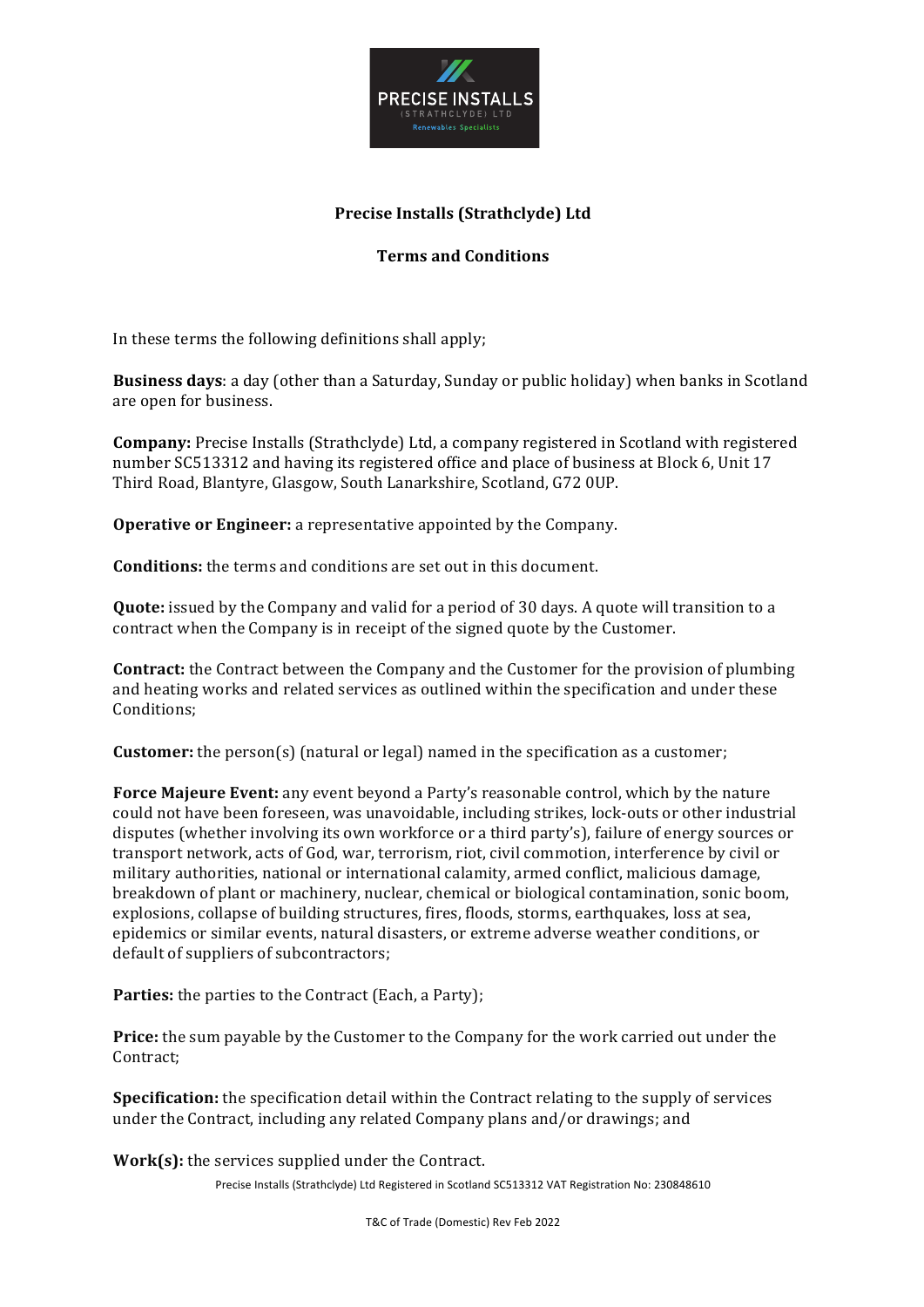# Precise Installs (Strathclyde) Ltd

## Terms and Conditions

In these terms the following definitions shall apply;

**Business days**: a day (other than a Saturday, Sunday or public holiday) when banks in Scotland are open for business.

**Company:** Precise Installs (Strathclyde) Ltd, a company registered in Scotland with registered number SC513312 and having its registered office and place of business at Block 6, Unit 17 Third Road, Blantyre, Glasgow, South Lanarkshire, Scotland, G72 0UP.

**Operative or Engineer:** a representative appointed by the Company.

**Conditions:** the terms and conditions are set out in this document.

**Quote:** issued by the Company and valid for a period of 30 days. A quote will transition to a contract when the Company is in receipt of the signed quote by the Customer.

**Contract:** the Contract between the Company and the Customer for the provision of plumbing and heating works and related services as outlined within the specification and under these Conditions;

**Customer:** the person(s) (natural or legal) named in the specification as a customer;

**Force Majeure Event:** any event beyond a Party's reasonable control, which by the nature could not have been foreseen, was unavoidable, including strikes, lock-outs or other industrial disputes (whether involving its own workforce or a third party's), failure of energy sources or transport network, acts of God, war, terrorism, riot, civil commotion, interference by civil or military authorities, national or international calamity, armed conflict, malicious damage, breakdown of plant or machinery, nuclear, chemical or biological contamination, sonic boom, explosions, collapse of building structures, fires, floods, storms, earthquakes, loss at sea, epidemics or similar events, natural disasters, or extreme adverse weather conditions, or default of suppliers of subcontractors;

**Parties:** the parties to the Contract (Each, a Party);

**Price:** the sum payable by the Customer to the Company for the work carried out under the Contract;

**Specification:** the specification detail within the Contract relating to the supply of services under the Contract, including any related Company plans and/or drawings; and

**Work(s):** the services supplied under the Contract.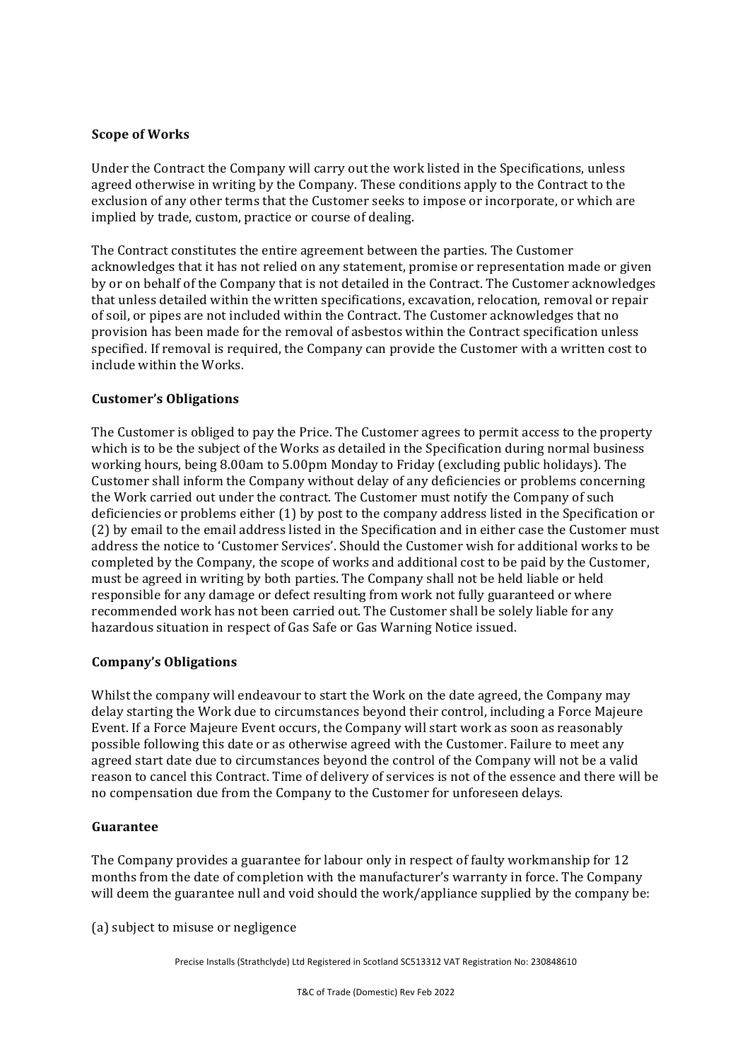**Scope of Works**

Under the Contract the Company will carry out the work listed in the Specifications, unless agreed otherwise in writing by the Company. These conditions apply to the Contract to the exclusion of any other terms that the Customer seeks to impose or incorporate, or which are implied by trade, custom, practice or course of dealing.

The Contract constitutes the entire agreement between the parties. The Customer acknowledges that it has not relied on any statement, promise or representation made or given by or on behalf of the Company that is not detailed in the Contract. The Customer acknowledges that unless detailed within the written specifications, excavation, relocation, removal or repair of soil, or pipes are not included within the Contract. The Customer acknowledges that no provision has been made for the removal of asbestos within the Contract specification unless specified. If removal is required, the Company can provide the Customer with a written cost to include within the Works.

**Customer's Obligations**

The Customer is obliged to pay the Price. The Customer agrees to permit access to the property which is to be the subject of the Works as detailed in the Specification during normal business working hours, being 8.00am to 5.00pm Monday to Friday (excluding public holidays). The Customer shall inform the Company without delay of any deficiencies or problems concerning the Work carried out under the contract. The Customer must notify the Company of such deficiencies or problems either (1) by post to the company address listed in the Specification or (2) by email to the email address listed in the Specification and in either case the Customer must address the notice to 'Customer Services'. Should the Customer wish for additional works to be completed by the Company, the scope of works and additional cost to be paid by the Customer, must be agreed in writing by both parties. The Company shall not be held liable or held responsible for any damage or defect resulting from work not fully guaranteed or where recommended work has not been carried out. The Customer shall be solely liable for any hazardous situation in respect of Gas Safe or Gas Warning Notice issued.

**Company's Obligations**

Whilst the company will endeavour to start the Work on the date agreed, the Company may delay starting the Work due to circumstances beyond their control, including a Force Majeure Event. If a Force Majeure Event occurs, the Company will start work as soon as reasonably possible following this date or as otherwise agreed with the Customer. Failure to meet any agreed start date due to circumstances beyond the control of the Company will not be a valid reason to cancel this Contract. Time of delivery of services is not of the essence and there will be no compensation due from the Company to the Customer for unforeseen delays.

**Guarantee**

The Company provides a guarantee for labour only in respect of faulty workmanship for 12 months from the date of completion with the manufacturer's warranty in force. The Company will deem the guarantee null and void should the work/appliance supplied by the company be:

(a) subject to misuse or negligence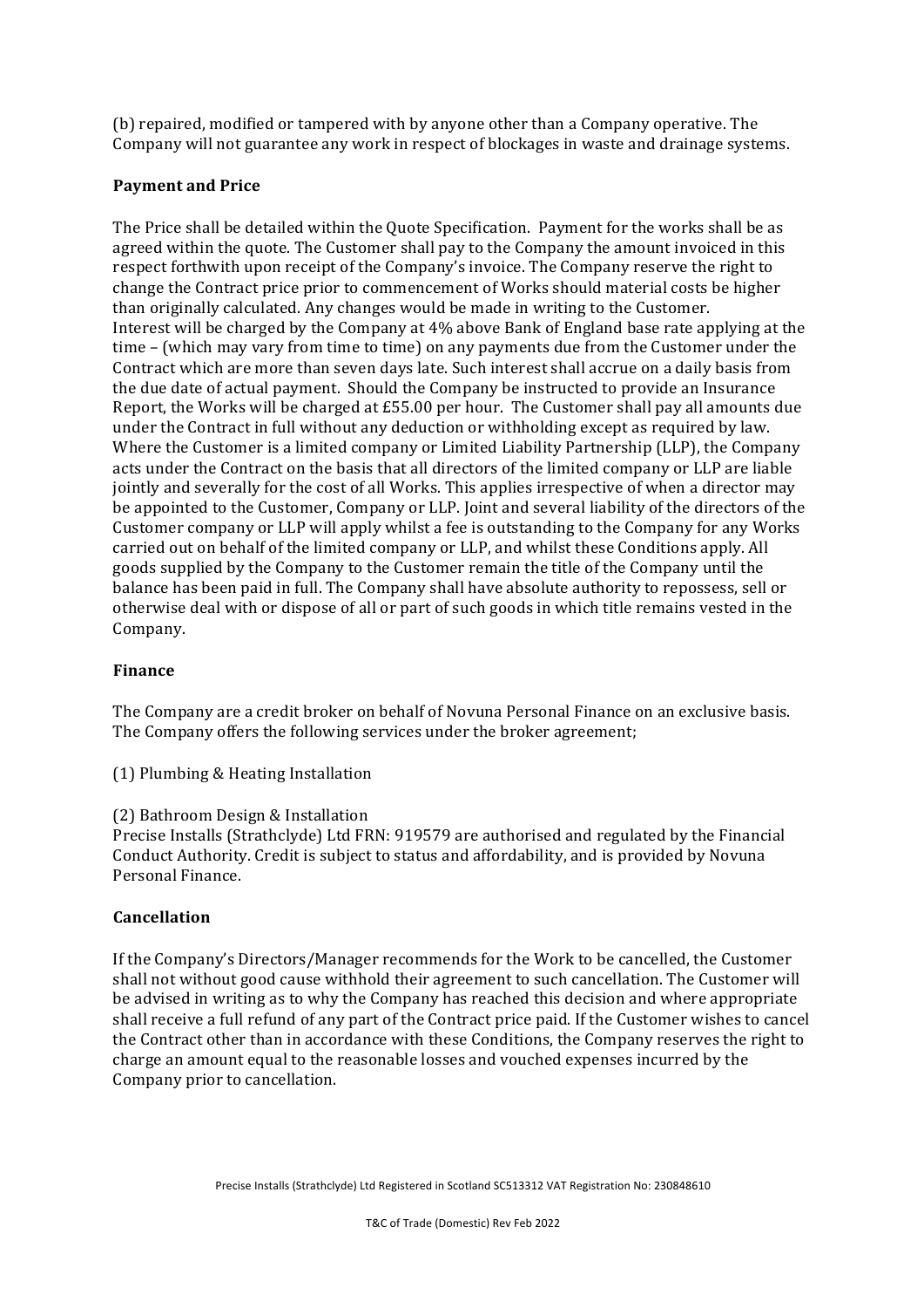(b) repaired, modified or tampered with by anyone other than a Company operative. The Company will not guarantee any work in respect of blockages in waste and drainage systems.

**Payment and Price**

The Price shall be detailed within the Quote Specification. Payment for the works shall be as agreed within the quote. The Customer shall pay to the Company the amount invoiced in this respect forthwith upon receipt of the Company's invoice. The Company reserve the right to change the Contract price prior to commencement of Works should material costs be higher than originally calculated. Any changes would be made in writing to the Customer. Interest will be charged by the Company at 4% above Bank of England base rate applying at the time – (which may vary from time to time) on any payments due from the Customer under the Contract which are more than seven days late. Such interest shall accrue on a daily basis from the due date of actual payment. Should the Company be instructed to provide an Insurance Report, the Works will be charged at £55.00 per hour. The Customer shall pay all amounts due under the Contract in full without any deduction or withholding except as required by law. Where the Customer is a limited company or Limited Liability Partnership (LLP), the Company acts under the Contract on the basis that all directors of the limited company or LLP are liable jointly and severally for the cost of all Works. This applies irrespective of when a director may be appointed to the Customer, Company or LLP. Joint and several liability of the directors of the Customer company or LLP will apply whilst a fee is outstanding to the Company for any Works carried out on behalf of the limited company or LLP, and whilst these Conditions apply. All goods supplied by the Company to the Customer remain the title of the Company until the balance has been paid in full. The Company shall have absolute authority to repossess, sell or otherwise deal with or dispose of all or part of such goods in which title remains vested in the Company.

**Finance**

The Company are a credit broker on behalf of Novuna Personal Finance on an exclusive basis. The Company offers the following services under the broker agreement;

(1) Plumbing & Heating Installation

(2) Bathroom Design & Installation

Precise Installs (Strathclyde) Ltd FRN: 919579 are authorised and regulated by the Financial Conduct Authority. Credit is subject to status and affordability, and is provided by Novuna Personal Finance.

**Cancellation**

If the Company's Directors/Manager recommends for the Work to be cancelled, the Customer shall not without good cause withhold their agreement to such cancellation. The Customer will be advised in writing as to why the Company has reached this decision and where appropriate shall receive a full refund of any part of the Contract price paid. If the Customer wishes to cancel the Contract other than in accordance with these Conditions, the Company reserves the right to charge an amount equal to the reasonable losses and vouched expenses incurred by the Company prior to cancellation.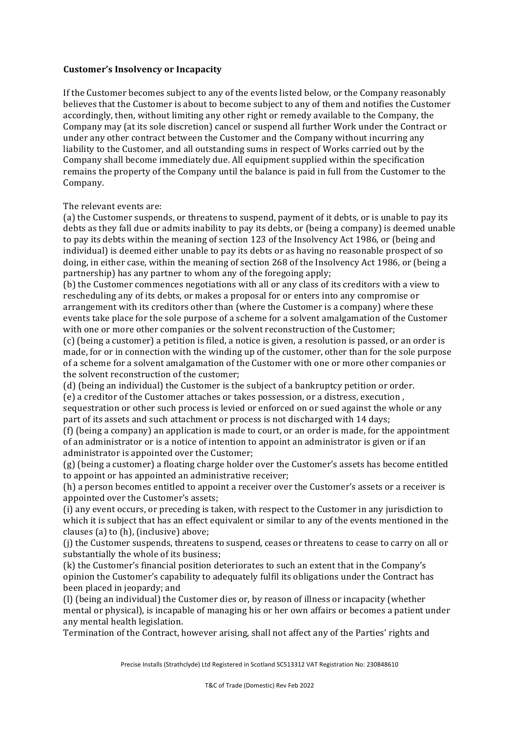**Customer's Insolvency or Incapacity**

If the Customer becomes subject to any of the events listed below, or the Company reasonably believes that the Customer is about to become subject to any of them and notifies the Customer accordingly, then, without limiting any other right or remedy available to the Company, the Company may (at its sole discretion) cancel or suspend all further Work under the Contract or under any other contract between the Customer and the Company without incurring any liability to the Customer, and all outstanding sums in respect of Works carried out by the Company shall become immediately due. All equipment supplied within the specification remains the property of the Company until the balance is paid in full from the Customer to the Company.

The relevant events are:
(a) the Customer suspends, or threatens to suspend, payment of it debts, or is unable to pay its debts as they fall due or admits inability to pay its debts, or (being a company) is deemed unable to pay its debts within the meaning of section 123 of the Insolvency Act 1986, or (being and individual) is deemed either unable to pay its debts or as having no reasonable prospect of so doing, in either case, within the meaning of section 268 of the Insolvency Act 1986, or (being a partnership) has any partner to whom any of the foregoing apply;
(b) the Customer commences negotiations with all or any class of its creditors with a view to rescheduling any of its debts, or makes a proposal for or enters into any compromise or arrangement with its creditors other than (where the Customer is a company) where these events take place for the sole purpose of a scheme for a solvent amalgamation of the Customer with one or more other companies or the solvent reconstruction of the Customer;
(c) (being a customer) a petition is filed, a notice is given, a resolution is passed, or an order is made, for or in connection with the winding up of the customer, other than for the sole purpose of a scheme for a solvent amalgamation of the Customer with one or more other companies or the solvent reconstruction of the customer;
(d) (being an individual) the Customer is the subject of a bankruptcy petition or order.
(e) a creditor of the Customer attaches or takes possession, or a distress, execution , sequestration or other such process is levied or enforced on or sued against the whole or any part of its assets and such attachment or process is not discharged with 14 days;
(f) (being a company) an application is made to court, or an order is made, for the appointment of an administrator or is a notice of intention to appoint an administrator is given or if an administrator is appointed over the Customer;
(g) (being a customer) a floating charge holder over the Customer's assets has become entitled to appoint or has appointed an administrative receiver;
(h) a person becomes entitled to appoint a receiver over the Customer's assets or a receiver is appointed over the Customer's assets;
(i) any event occurs, or preceding is taken, with respect to the Customer in any jurisdiction to which it is subject that has an effect equivalent or similar to any of the events mentioned in the clauses (a) to (h), (inclusive) above;
(j) the Customer suspends, threatens to suspend, ceases or threatens to cease to carry on all or substantially the whole of its business;
(k) the Customer's financial position deteriorates to such an extent that in the Company's opinion the Customer's capability to adequately fulfil its obligations under the Contract has been placed in jeopardy; and
(l) (being an individual) the Customer dies or, by reason of illness or incapacity (whether mental or physical), is incapable of managing his or her own affairs or becomes a patient under any mental health legislation.
Termination of the Contract, however arising, shall not affect any of the Parties' rights and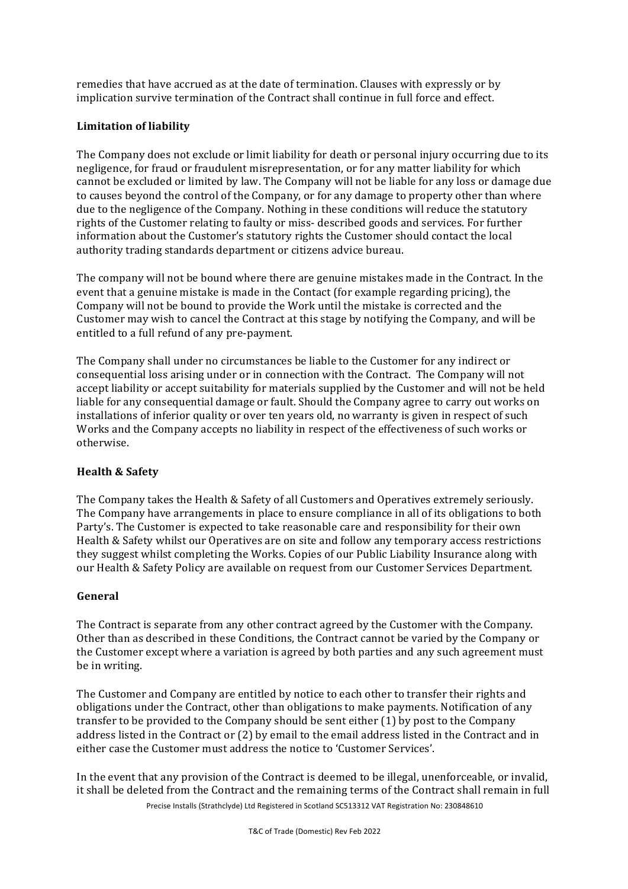remedies that have accrued as at the date of termination. Clauses with expressly or by implication survive termination of the Contract shall continue in full force and effect.

**Limitation of liability**

The Company does not exclude or limit liability for death or personal injury occurring due to its negligence, for fraud or fraudulent misrepresentation, or for any matter liability for which cannot be excluded or limited by law. The Company will not be liable for any loss or damage due to causes beyond the control of the Company, or for any damage to property other than where due to the negligence of the Company. Nothing in these conditions will reduce the statutory rights of the Customer relating to faulty or miss- described goods and services. For further information about the Customer's statutory rights the Customer should contact the local authority trading standards department or citizens advice bureau.

The company will not be bound where there are genuine mistakes made in the Contract. In the event that a genuine mistake is made in the Contact (for example regarding pricing), the Company will not be bound to provide the Work until the mistake is corrected and the Customer may wish to cancel the Contract at this stage by notifying the Company, and will be entitled to a full refund of any pre-payment.

The Company shall under no circumstances be liable to the Customer for any indirect or consequential loss arising under or in connection with the Contract. The Company will not accept liability or accept suitability for materials supplied by the Customer and will not be held liable for any consequential damage or fault. Should the Company agree to carry out works on installations of inferior quality or over ten years old, no warranty is given in respect of such Works and the Company accepts no liability in respect of the effectiveness of such works or otherwise.

**Health & Safety**

The Company takes the Health & Safety of all Customers and Operatives extremely seriously. The Company have arrangements in place to ensure compliance in all of its obligations to both Party's. The Customer is expected to take reasonable care and responsibility for their own Health & Safety whilst our Operatives are on site and follow any temporary access restrictions they suggest whilst completing the Works. Copies of our Public Liability Insurance along with our Health & Safety Policy are available on request from our Customer Services Department.

**General**

The Contract is separate from any other contract agreed by the Customer with the Company. Other than as described in these Conditions, the Contract cannot be varied by the Company or the Customer except where a variation is agreed by both parties and any such agreement must be in writing.

The Customer and Company are entitled by notice to each other to transfer their rights and obligations under the Contract, other than obligations to make payments. Notification of any transfer to be provided to the Company should be sent either (1) by post to the Company address listed in the Contract or (2) by email to the email address listed in the Contract and in either case the Customer must address the notice to 'Customer Services'.

In the event that any provision of the Contract is deemed to be illegal, unenforceable, or invalid, it shall be deleted from the Contract and the remaining terms of the Contract shall remain in full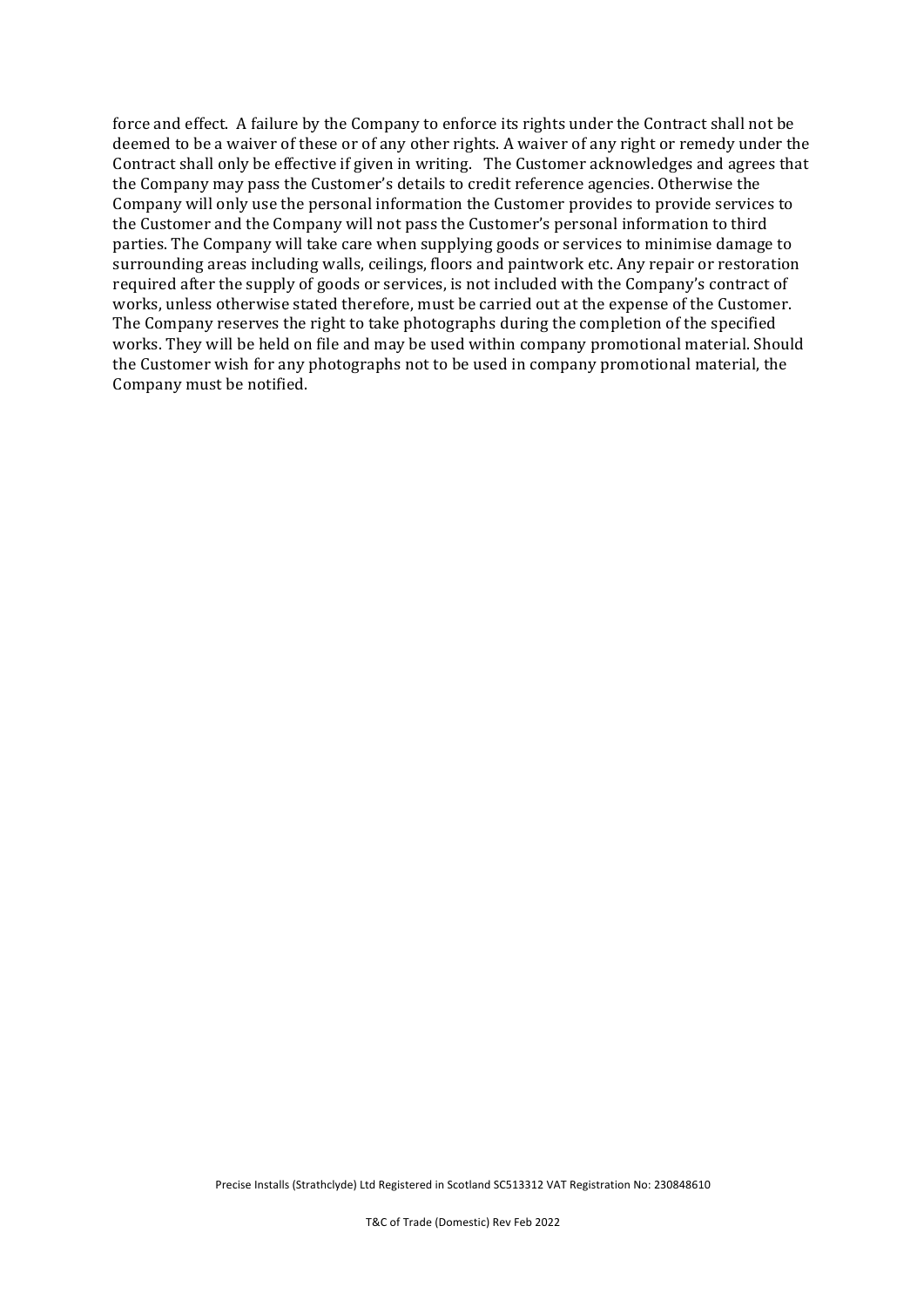force and effect. A failure by the Company to enforce its rights under the Contract shall not be deemed to be a waiver of these or of any other rights. A waiver of any right or remedy under the Contract shall only be effective if given in writing. The Customer acknowledges and agrees that the Company may pass the Customer's details to credit reference agencies. Otherwise the Company will only use the personal information the Customer provides to provide services to the Customer and the Company will not pass the Customer's personal information to third parties. The Company will take care when supplying goods or services to minimise damage to surrounding areas including walls, ceilings, floors and paintwork etc. Any repair or restoration required after the supply of goods or services, is not included with the Company's contract of works, unless otherwise stated therefore, must be carried out at the expense of the Customer. The Company reserves the right to take photographs during the completion of the specified works. They will be held on file and may be used within company promotional material. Should the Customer wish for any photographs not to be used in company promotional material, the Company must be notified.